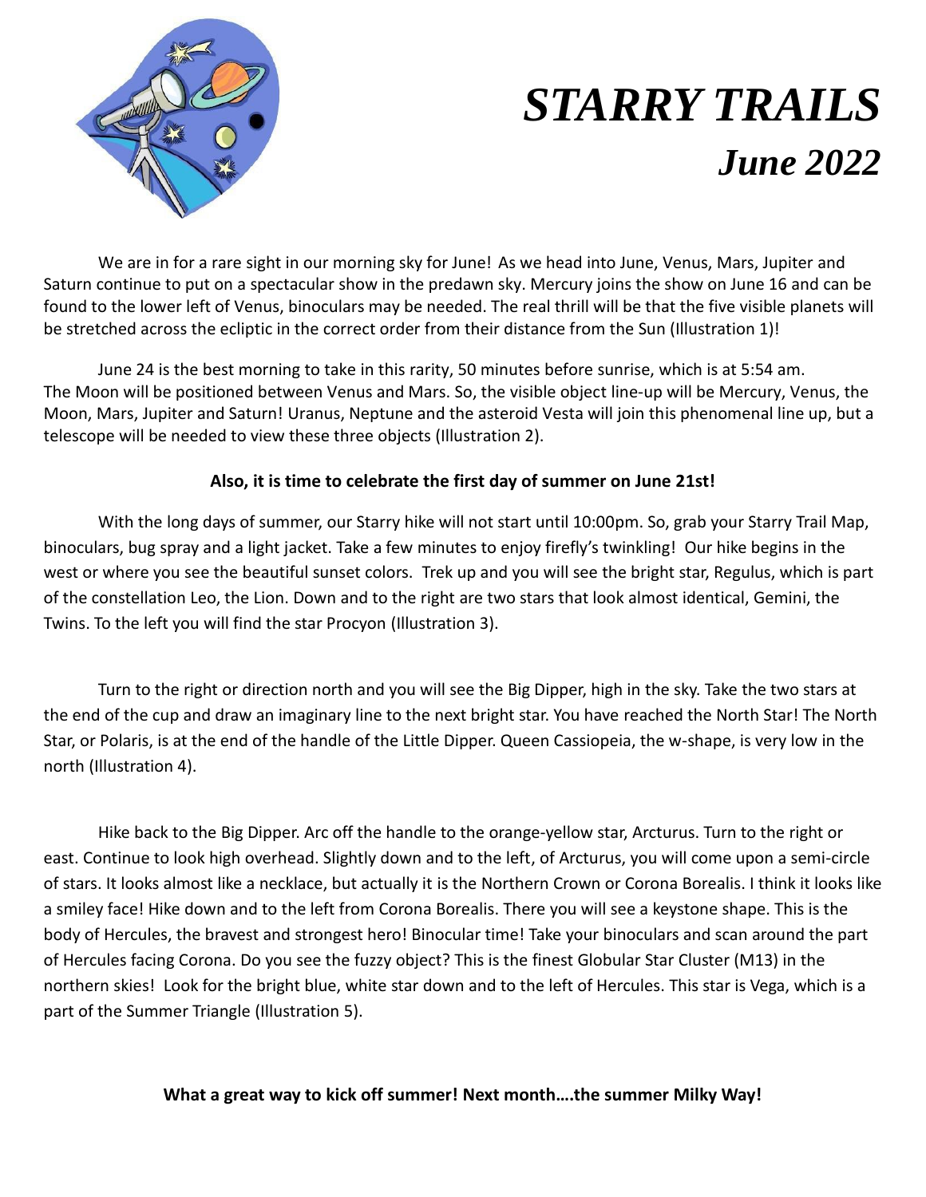# *STARRY TRAILS*

## *June 2022*

We are in for a rare sight in our morning sky for June! As we head into June, Venus, Mars, Jupiter and Saturn continue to put on a spectacular show in the predawn sky. Mercury joins the show on June 16 and can be found to the lower left of Venus, binoculars may be needed. The real thrill will be that the five visible planets will be stretched across the ecliptic in the correct order from their distance from the Sun (Illustration 1)!

June 24 is the best morning to take in this rarity, 50 minutes before sunrise, which is at 5:54 am. The Moon will be positioned between Venus and Mars. So, the visible object line-up will be Mercury, Venus, the Moon, Mars, Jupiter and Saturn! Uranus, Neptune and the asteroid Vesta will join this phenomenal line up, but a telescope will be needed to view these three objects (Illustration 2).

**Also, it is time to celebrate the first day of summer on June 21st!**

With the long days of summer, our Starry hike will not start until 10:00pm. So, grab your Starry Trail Map, binoculars, bug spray and a light jacket. Take a few minutes to enjoy firefly's twinkling! Our hike begins in the west or where you see the beautiful sunset colors. Trek up and you will see the bright star, Regulus, which is part of the constellation Leo, the Lion. Down and to the right are two stars that look almost identical, Gemini, the Twins. To the left you will find the star Procyon (Illustration 3).

Turn to the right or direction north and you will see the Big Dipper, high in the sky. Take the two stars at the end of the cup and draw an imaginary line to the next bright star. You have reached the North Star! The North Star, or Polaris, is at the end of the handle of the Little Dipper. Queen Cassiopeia, the w-shape, is very low in the north (Illustration 4).

Hike back to the Big Dipper. Arc off the handle to the orange-yellow star, Arcturus. Turn to the right or east. Continue to look high overhead. Slightly down and to the left, of Arcturus, you will come upon a semi-circle of stars. It looks almost like a necklace, but actually it is the Northern Crown or Corona Borealis. I think it looks like a smiley face! Hike down and to the left from Corona Borealis. There you will see a keystone shape. This is the body of Hercules, the bravest and strongest hero! Binocular time! Take your binoculars and scan around the part of Hercules facing Corona. Do you see the fuzzy object? This is the finest Globular Star Cluster (M13) in the northern skies! Look for the bright blue, white star down and to the left of Hercules. This star is Vega, which is a part of the Summer Triangle (Illustration 5).

**What a great way to kick off summer! Next month….the summer Milky Way!**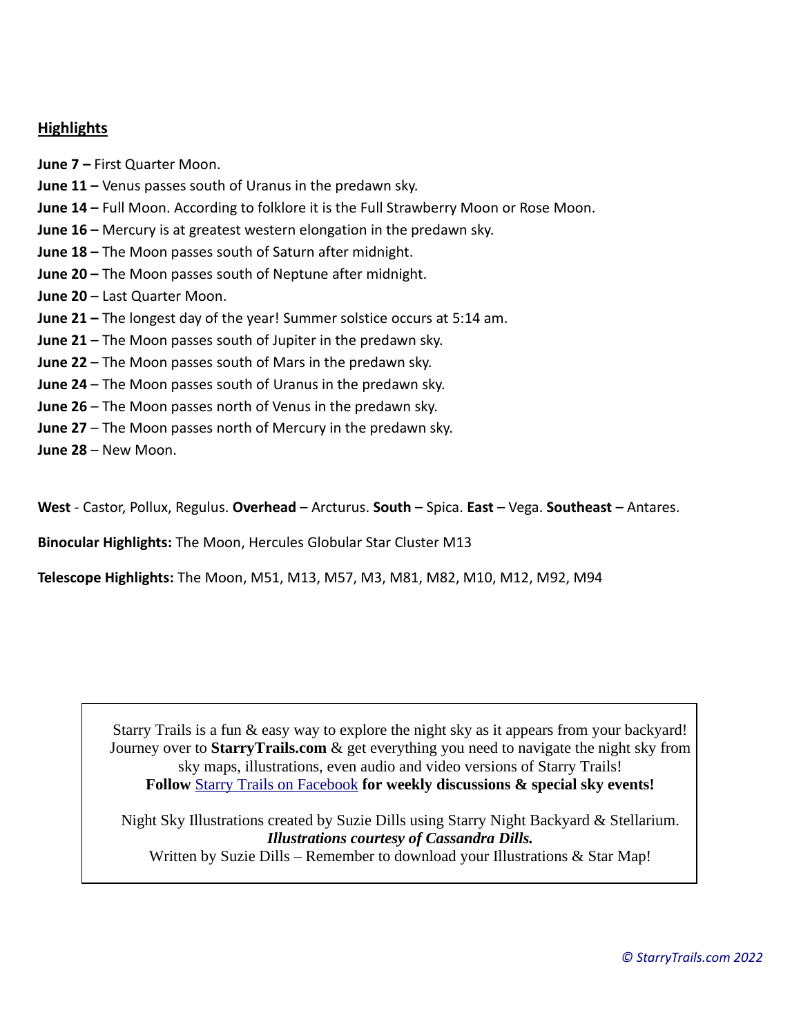## Highlights

**June 7 –** First Quarter Moon.

**June 11 –** Venus passes south of Uranus in the predawn sky.

**June 14 –** Full Moon. According to folklore it is the Full Strawberry Moon or Rose Moon.

**June 16 –** Mercury is at greatest western elongation in the predawn sky.

**June 18 –** The Moon passes south of Saturn after midnight.

**June 20 –** The Moon passes south of Neptune after midnight.

**June 20** – Last Quarter Moon.

**June 21 –** The longest day of the year! Summer solstice occurs at 5:14 am.

**June 21** – The Moon passes south of Jupiter in the predawn sky.

**June 22** – The Moon passes south of Mars in the predawn sky.

**June 24** – The Moon passes south of Uranus in the predawn sky.

**June 26** – The Moon passes north of Venus in the predawn sky.

**June 27** – The Moon passes north of Mercury in the predawn sky.

**June 28** – New Moon.

**West** - Castor, Pollux, Regulus. **Overhead** – Arcturus. **South** – Spica. **East** – Vega. **Southeast** – Antares.

**Binocular Highlights:** The Moon, Hercules Globular Star Cluster M13

**Telescope Highlights:** The Moon, M51, M13, M57, M3, M81, M82, M10, M12, M92, M94

Starry Trails is a fun & easy way to explore the night sky as it appears from your backyard! Journey over to **StarryTrails.com** & get everything you need to navigate the night sky from sky maps, illustrations, even audio and video versions of Starry Trails!
**Follow** Starry Trails on Facebook **for weekly discussions & special sky events!**

Night Sky Illustrations created by Suzie Dills using Starry Night Backyard & Stellarium.
***Illustrations courtesy of Cassandra Dills.***
Written by Suzie Dills – Remember to download your Illustrations & Star Map!

*© StarryTrails.com 2022*